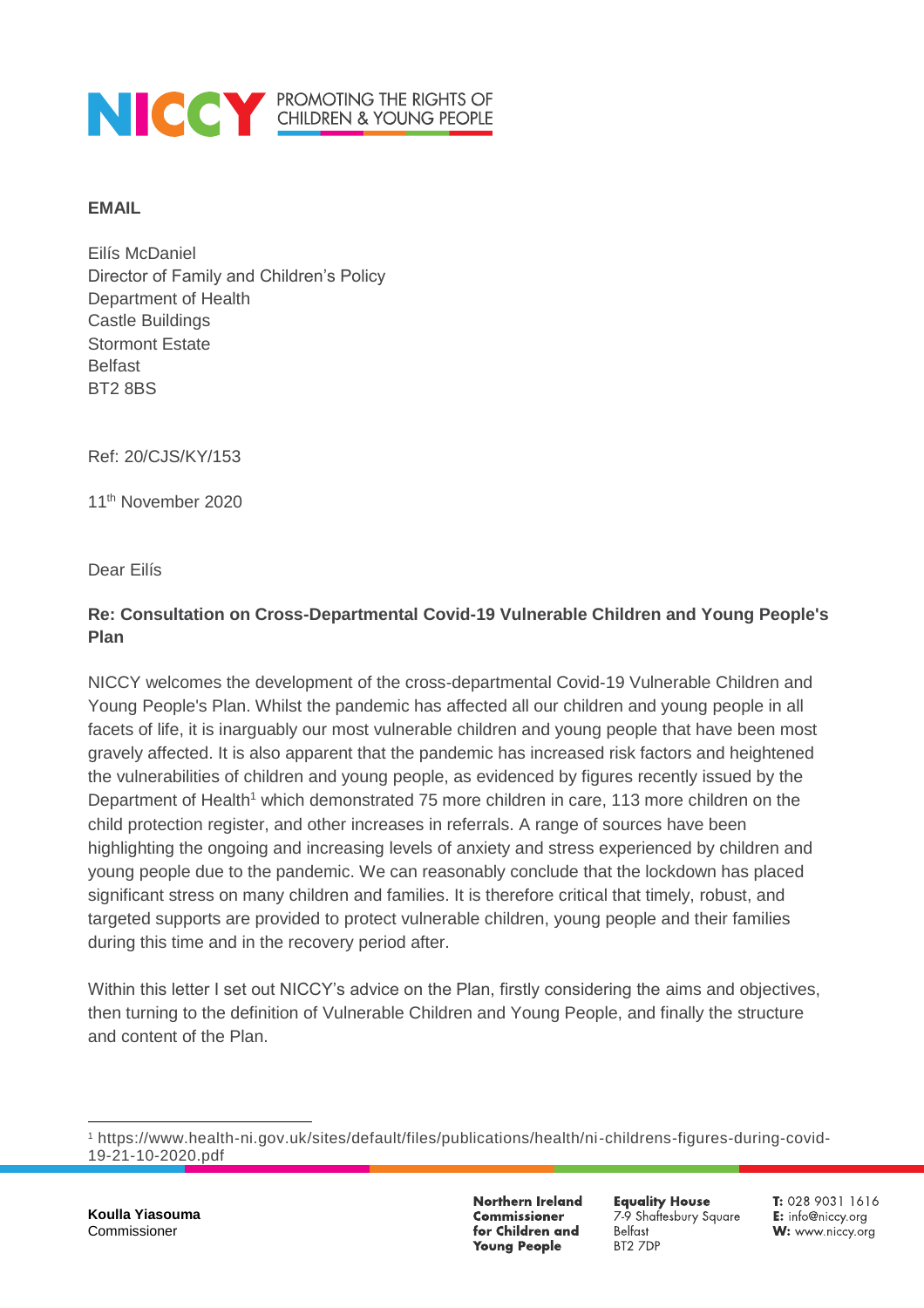**EMAIL**

Eilís McDaniel
Director of Family and Children's Policy
Department of Health
Castle Buildings
Stormont Estate
Belfast
BT2 8BS

Ref: 20/CJS/KY/153

11th November 2020

Dear Eilís

**Re: Consultation on Cross-Departmental Covid-19 Vulnerable Children and Young People's Plan**

NICCY welcomes the development of the cross-departmental Covid-19 Vulnerable Children and Young People's Plan. Whilst the pandemic has affected all our children and young people in all facets of life, it is inarguably our most vulnerable children and young people that have been most gravely affected. It is also apparent that the pandemic has increased risk factors and heightened the vulnerabilities of children and young people, as evidenced by figures recently issued by the Department of Health[1] which demonstrated 75 more children in care, 113 more children on the child protection register, and other increases in referrals. A range of sources have been highlighting the ongoing and increasing levels of anxiety and stress experienced by children and young people due to the pandemic. We can reasonably conclude that the lockdown has placed significant stress on many children and families. It is therefore critical that timely, robust, and targeted supports are provided to protect vulnerable children, young people and their families during this time and in the recovery period after.

Within this letter I set out NICCY's advice on the Plan, firstly considering the aims and objectives, then turning to the definition of Vulnerable Children and Young People, and finally the structure and content of the Plan.

[1] https://www.health-ni.gov.uk/sites/default/files/publications/health/ni-childrens-figures-during-covid-19-21-10-2020.pdf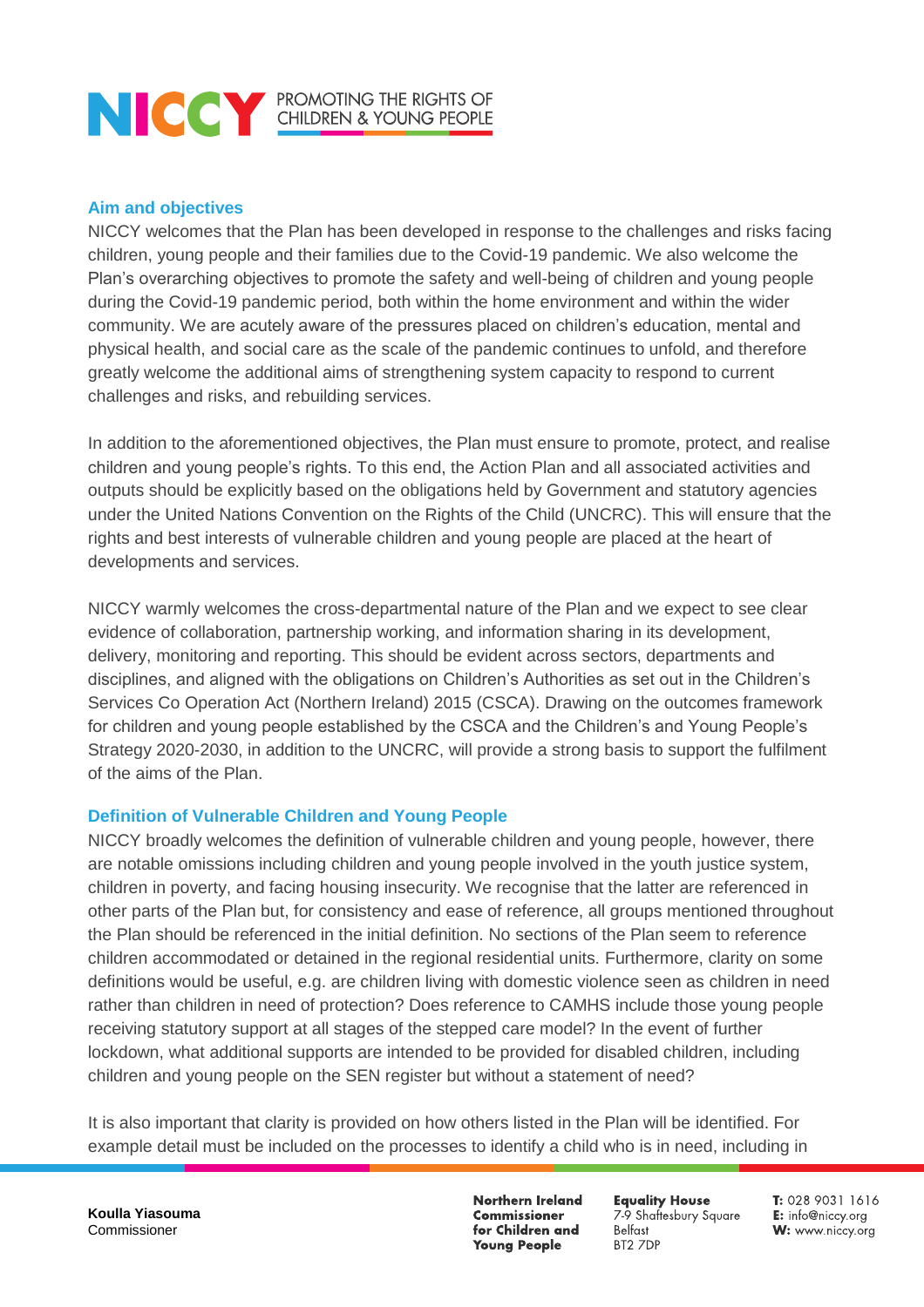## Aim and objectives

NICCY welcomes that the Plan has been developed in response to the challenges and risks facing children, young people and their families due to the Covid-19 pandemic. We also welcome the Plan's overarching objectives to promote the safety and well-being of children and young people during the Covid-19 pandemic period, both within the home environment and within the wider community. We are acutely aware of the pressures placed on children's education, mental and physical health, and social care as the scale of the pandemic continues to unfold, and therefore greatly welcome the additional aims of strengthening system capacity to respond to current challenges and risks, and rebuilding services.

In addition to the aforementioned objectives, the Plan must ensure to promote, protect, and realise children and young people's rights. To this end, the Action Plan and all associated activities and outputs should be explicitly based on the obligations held by Government and statutory agencies under the United Nations Convention on the Rights of the Child (UNCRC). This will ensure that the rights and best interests of vulnerable children and young people are placed at the heart of developments and services.

NICCY warmly welcomes the cross-departmental nature of the Plan and we expect to see clear evidence of collaboration, partnership working, and information sharing in its development, delivery, monitoring and reporting. This should be evident across sectors, departments and disciplines, and aligned with the obligations on Children's Authorities as set out in the Children's Services Co Operation Act (Northern Ireland) 2015 (CSCA). Drawing on the outcomes framework for children and young people established by the CSCA and the Children's and Young People's Strategy 2020-2030, in addition to the UNCRC, will provide a strong basis to support the fulfilment of the aims of the Plan.

## Definition of Vulnerable Children and Young People

NICCY broadly welcomes the definition of vulnerable children and young people, however, there are notable omissions including children and young people involved in the youth justice system, children in poverty, and facing housing insecurity. We recognise that the latter are referenced in other parts of the Plan but, for consistency and ease of reference, all groups mentioned throughout the Plan should be referenced in the initial definition. No sections of the Plan seem to reference children accommodated or detained in the regional residential units. Furthermore, clarity on some definitions would be useful, e.g. are children living with domestic violence seen as children in need rather than children in need of protection? Does reference to CAMHS include those young people receiving statutory support at all stages of the stepped care model? In the event of further lockdown, what additional supports are intended to be provided for disabled children, including children and young people on the SEN register but without a statement of need?

It is also important that clarity is provided on how others listed in the Plan will be identified. For example detail must be included on the processes to identify a child who is in need, including in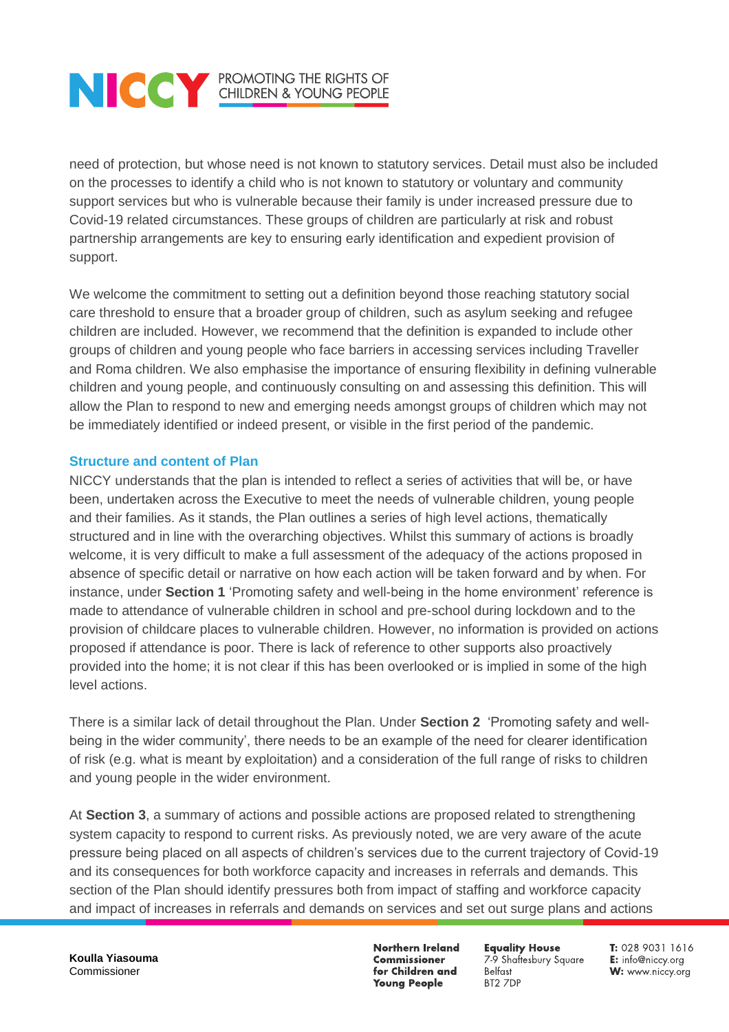need of protection, but whose need is not known to statutory services. Detail must also be included on the processes to identify a child who is not known to statutory or voluntary and community support services but who is vulnerable because their family is under increased pressure due to Covid-19 related circumstances. These groups of children are particularly at risk and robust partnership arrangements are key to ensuring early identification and expedient provision of support.

We welcome the commitment to setting out a definition beyond those reaching statutory social care threshold to ensure that a broader group of children, such as asylum seeking and refugee children are included. However, we recommend that the definition is expanded to include other groups of children and young people who face barriers in accessing services including Traveller and Roma children. We also emphasise the importance of ensuring flexibility in defining vulnerable children and young people, and continuously consulting on and assessing this definition. This will allow the Plan to respond to new and emerging needs amongst groups of children which may not be immediately identified or indeed present, or visible in the first period of the pandemic.

### Structure and content of Plan

NICCY understands that the plan is intended to reflect a series of activities that will be, or have been, undertaken across the Executive to meet the needs of vulnerable children, young people and their families. As it stands, the Plan outlines a series of high level actions, thematically structured and in line with the overarching objectives. Whilst this summary of actions is broadly welcome, it is very difficult to make a full assessment of the adequacy of the actions proposed in absence of specific detail or narrative on how each action will be taken forward and by when. For instance, under **Section 1** 'Promoting safety and well-being in the home environment' reference is made to attendance of vulnerable children in school and pre-school during lockdown and to the provision of childcare places to vulnerable children. However, no information is provided on actions proposed if attendance is poor. There is lack of reference to other supports also proactively provided into the home; it is not clear if this has been overlooked or is implied in some of the high level actions.

There is a similar lack of detail throughout the Plan. Under **Section 2** 'Promoting safety and well-being in the wider community', there needs to be an example of the need for clearer identification of risk (e.g. what is meant by exploitation) and a consideration of the full range of risks to children and young people in the wider environment.

At **Section 3**, a summary of actions and possible actions are proposed related to strengthening system capacity to respond to current risks. As previously noted, we are very aware of the acute pressure being placed on all aspects of children's services due to the current trajectory of Covid-19 and its consequences for both workforce capacity and increases in referrals and demands. This section of the Plan should identify pressures both from impact of staffing and workforce capacity and impact of increases in referrals and demands on services and set out surge plans and actions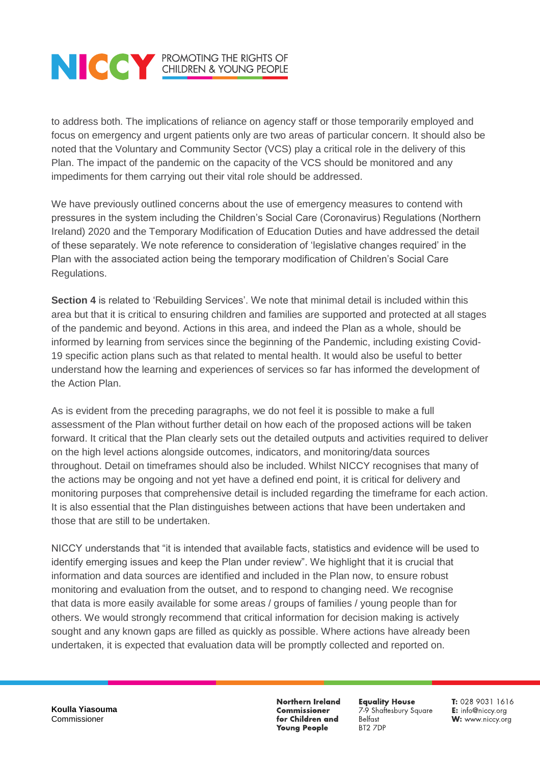to address both. The implications of reliance on agency staff or those temporarily employed and focus on emergency and urgent patients only are two areas of particular concern. It should also be noted that the Voluntary and Community Sector (VCS) play a critical role in the delivery of this Plan. The impact of the pandemic on the capacity of the VCS should be monitored and any impediments for them carrying out their vital role should be addressed.

We have previously outlined concerns about the use of emergency measures to contend with pressures in the system including the Children's Social Care (Coronavirus) Regulations (Northern Ireland) 2020 and the Temporary Modification of Education Duties and have addressed the detail of these separately. We note reference to consideration of 'legislative changes required' in the Plan with the associated action being the temporary modification of Children's Social Care Regulations.

**Section 4** is related to 'Rebuilding Services'. We note that minimal detail is included within this area but that it is critical to ensuring children and families are supported and protected at all stages of the pandemic and beyond. Actions in this area, and indeed the Plan as a whole, should be informed by learning from services since the beginning of the Pandemic, including existing Covid-19 specific action plans such as that related to mental health. It would also be useful to better understand how the learning and experiences of services so far has informed the development of the Action Plan.

As is evident from the preceding paragraphs, we do not feel it is possible to make a full assessment of the Plan without further detail on how each of the proposed actions will be taken forward. It critical that the Plan clearly sets out the detailed outputs and activities required to deliver on the high level actions alongside outcomes, indicators, and monitoring/data sources throughout. Detail on timeframes should also be included. Whilst NICCY recognises that many of the actions may be ongoing and not yet have a defined end point, it is critical for delivery and monitoring purposes that comprehensive detail is included regarding the timeframe for each action. It is also essential that the Plan distinguishes between actions that have been undertaken and those that are still to be undertaken.

NICCY understands that "it is intended that available facts, statistics and evidence will be used to identify emerging issues and keep the Plan under review". We highlight that it is crucial that information and data sources are identified and included in the Plan now, to ensure robust monitoring and evaluation from the outset, and to respond to changing need. We recognise that data is more easily available for some areas / groups of families / young people than for others. We would strongly recommend that critical information for decision making is actively sought and any known gaps are filled as quickly as possible. Where actions have already been undertaken, it is expected that evaluation data will be promptly collected and reported on.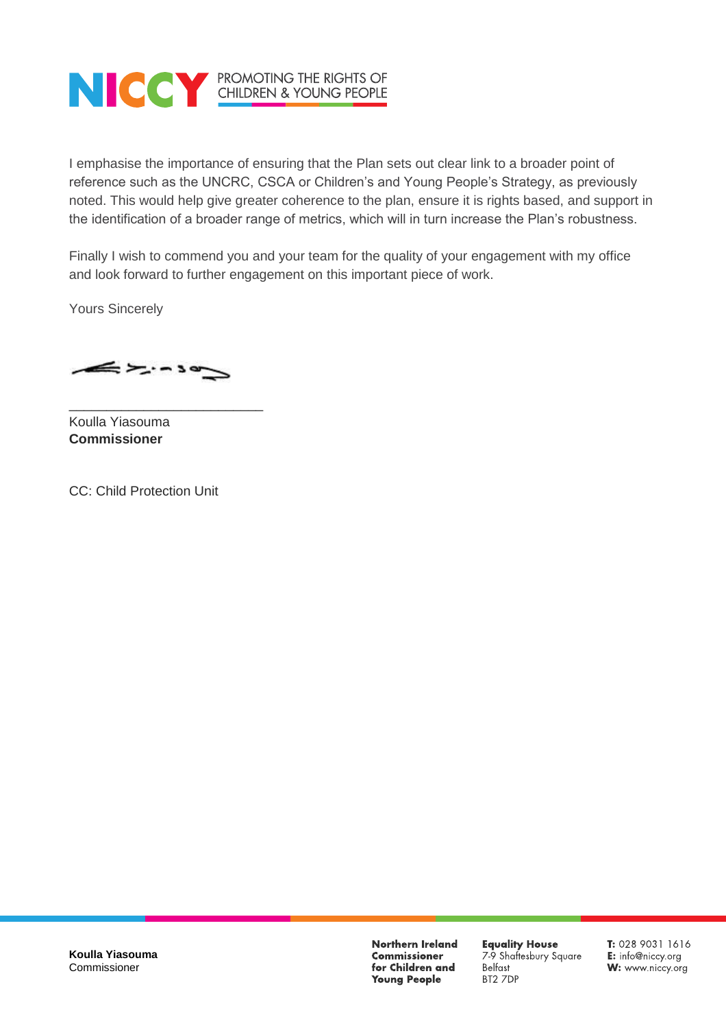I emphasise the importance of ensuring that the Plan sets out clear link to a broader point of reference such as the UNCRC, CSCA or Children's and Young People's Strategy, as previously noted. This would help give greater coherence to the plan, ensure it is rights based, and support in the identification of a broader range of metrics, which will in turn increase the Plan's robustness.

Finally I wish to commend you and your team for the quality of your engagement with my office and look forward to further engagement on this important piece of work.

Yours Sincerely

\_\_\_\_\_\_\_\_\_\_\_\_\_\_\_\_\_\_\_\_\_\_\_\_\_\_

Koulla Yiasouma
**Commissioner**

CC: Child Protection Unit